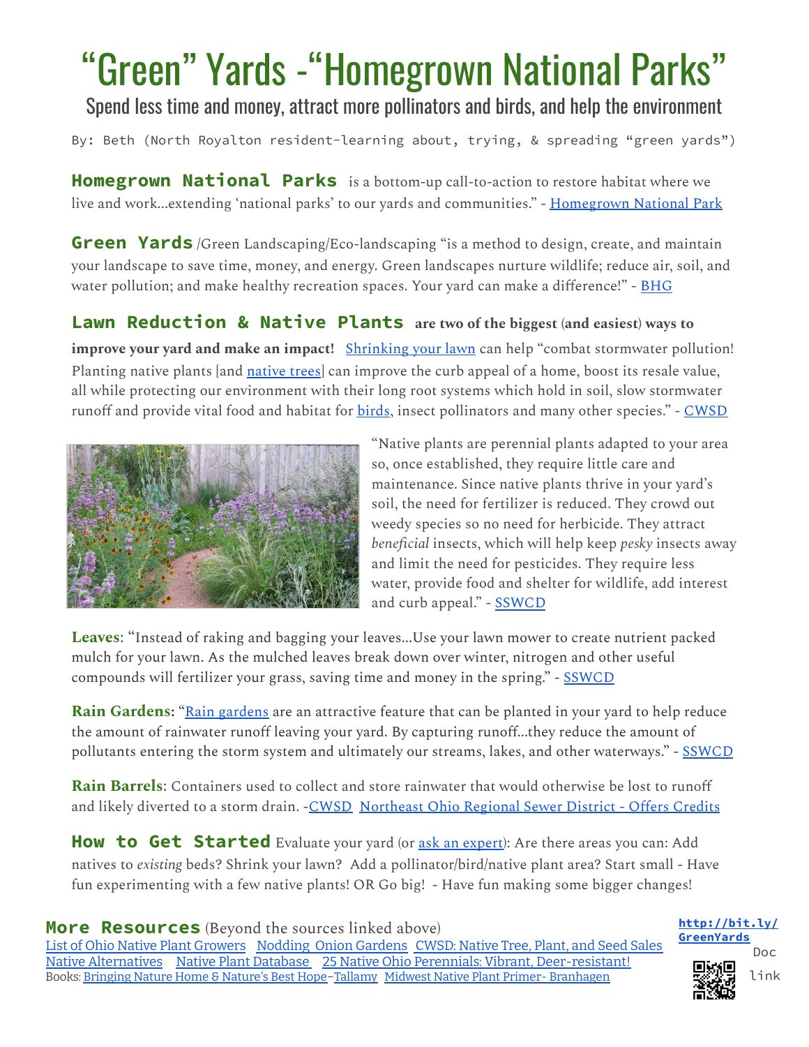# "Green" Yards -"Homegrown National Parks"

## Spend less time and money, attract more pollinators and birds, and help the environment

By: Beth (North Royalton resident-learning about, trying, & spreading "green yards")

**Homegrown National Parks** is a bottom-up call-to-action to restore habitat where we live and work…extending 'national parks' to our yards and communities." - Homegrown National Park

**Green Yards** /Green Landscaping/Eco-landscaping "is a method to design, create, and maintain your landscape to save time, money, and energy. Green landscapes nurture wildlife; reduce air, soil, and water pollution; and make healthy recreation spaces. Your yard can make a difference!" - BHG

**Lawn Reduction & Native Plants are two of the biggest (and easiest) ways to improve your yard and make an impact!** Shrinking your lawn can help "combat stormwater pollution! Planting native plants [and native trees] can improve the curb appeal of a home, boost its resale value, all while protecting our environment with their long root systems which hold in soil, slow stormwater runoff and provide vital food and habitat for birds, insect pollinators and many other species." - CWSD

"Native plants are perennial plants adapted to your area so, once established, they require little care and maintenance. Since native plants thrive in your yard's soil, the need for fertilizer is reduced. They crowd out weedy species so no need for herbicide. They attract *beneficial* insects, which will help keep *pesky* insects away and limit the need for pesticides. They require less water, provide food and shelter for wildlife, add interest and curb appeal." - SSWCD

**Leaves**: "Instead of raking and bagging your leaves…Use your lawn mower to create nutrient packed mulch for your lawn. As the mulched leaves break down over winter, nitrogen and other useful compounds will fertilizer your grass, saving time and money in the spring." - SSWCD

**Rain Gardens**: "Rain gardens are an attractive feature that can be planted in your yard to help reduce the amount of rainwater runoff leaving your yard. By capturing runoff…they reduce the amount of pollutants entering the storm system and ultimately our streams, lakes, and other waterways." - SSWCD

**Rain Barrels**: Containers used to collect and store rainwater that would otherwise be lost to runoff and likely diverted to a storm drain. -CWSD Northeast Ohio Regional Sewer District - Offers Credits

**How to Get Started** Evaluate your yard (or ask an expert): Are there areas you can: Add natives to *existing* beds? Shrink your lawn? Add a pollinator/bird/native plant area? Start small - Have fun experimenting with a few native plants! OR Go big! - Have fun making some bigger changes!

**More Resources** (Beyond the sources linked above)
List of Ohio Native Plant Growers  Nodding Onion Gardens  CWSD: Native Tree, Plant, and Seed Sales
Native Alternatives  Native Plant Database  25 Native Ohio Perennials: Vibrant, Deer-resistant!
Books: Bringing Nature Home & Nature's Best Hope–Tallamy  Midwest Native Plant Primer- Branhagen

**http://bit.ly/GreenYards** Doc link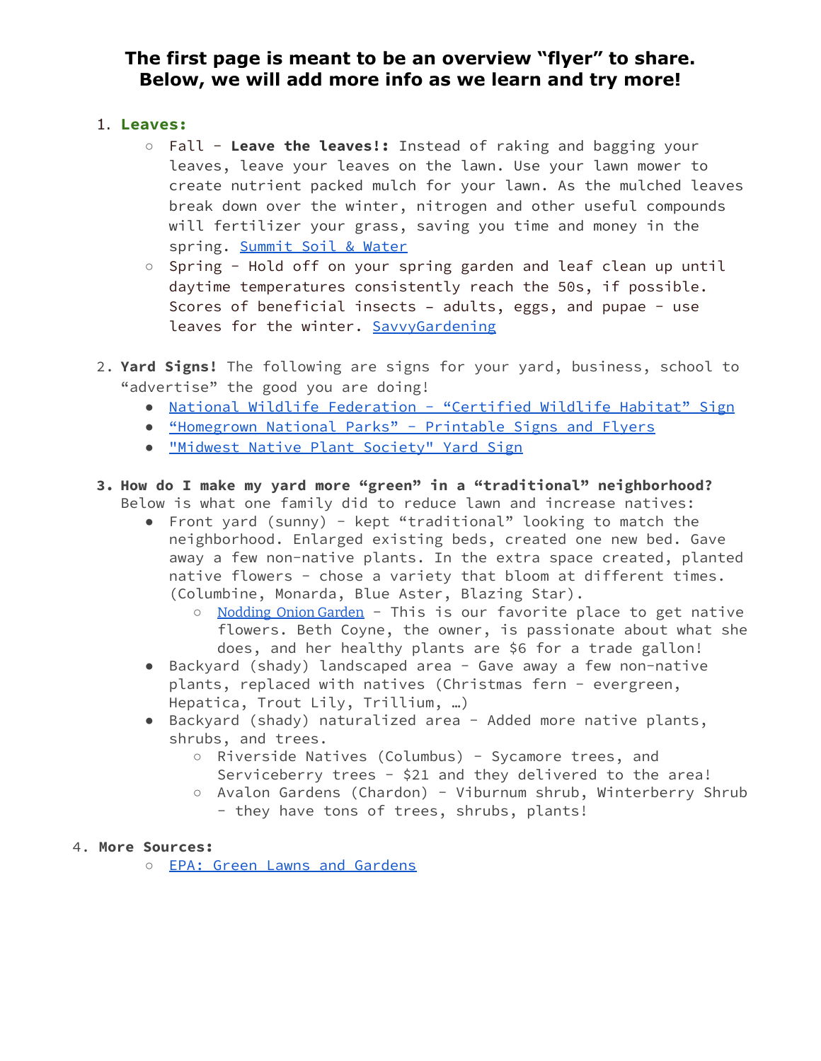**The first page is meant to be an overview "flyer" to share. Below, we will add more info as we learn and try more!**

1. **Leaves:**
   - Fall - **Leave the leaves!:** Instead of raking and bagging your leaves, leave your leaves on the lawn. Use your lawn mower to create nutrient packed mulch for your lawn. As the mulched leaves break down over the winter, nitrogen and other useful compounds will fertilizer your grass, saving you time and money in the spring. Summit Soil & Water
   - Spring - Hold off on your spring garden and leaf clean up until daytime temperatures consistently reach the 50s, if possible. Scores of beneficial insects - adults, eggs, and pupae - use leaves for the winter. SavvyGardening

2. **Yard Signs!** The following are signs for your yard, business, school to "advertise" the good you are doing!
   - National Wildlife Federation - "Certified Wildlife Habitat" Sign
   - "Homegrown National Parks" - Printable Signs and Flyers
   - "Midwest Native Plant Society" Yard Sign

3. **How do I make my yard more "green" in a "traditional" neighborhood?**
   Below is what one family did to reduce lawn and increase natives:
   - Front yard (sunny) - kept "traditional" looking to match the neighborhood. Enlarged existing beds, created one new bed. Gave away a few non-native plants. In the extra space created, planted native flowers - chose a variety that bloom at different times. (Columbine, Monarda, Blue Aster, Blazing Star).
     - Nodding Onion Garden - This is our favorite place to get native flowers. Beth Coyne, the owner, is passionate about what she does, and her healthy plants are $6 for a trade gallon!
   - Backyard (shady) landscaped area - Gave away a few non-native plants, replaced with natives (Christmas fern - evergreen, Hepatica, Trout Lily, Trillium, …)
   - Backyard (shady) naturalized area - Added more native plants, shrubs, and trees.
     - Riverside Natives (Columbus) - Sycamore trees, and Serviceberry trees - $21 and they delivered to the area!
     - Avalon Gardens (Chardon) - Viburnum shrub, Winterberry Shrub - they have tons of trees, shrubs, plants!

4. **More Sources:**
   - EPA: Green Lawns and Gardens